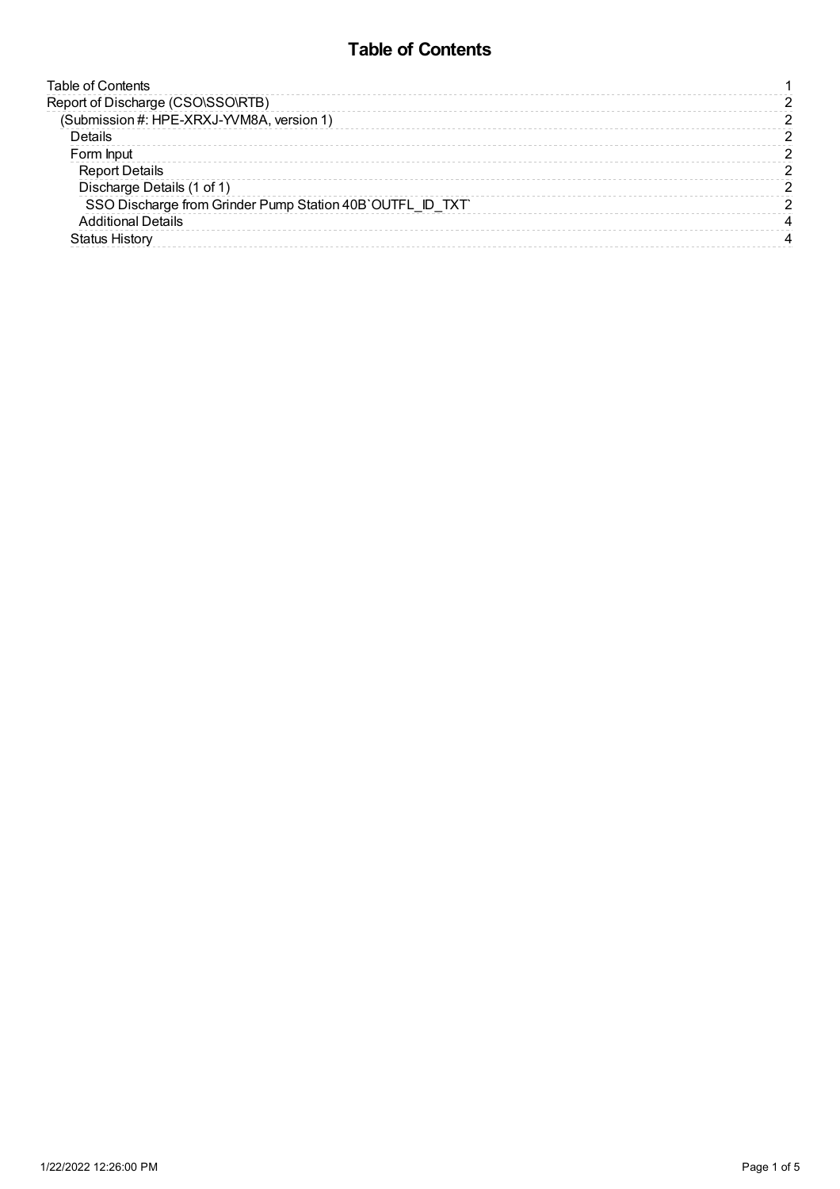# Table of Contents

| | |
|---|---|
| Table of Contents | 1 |
| Report of Discharge (CSO\SSO\RTB) | 2 |
| (Submission #: HPE-XRXJ-YVM8A, version 1) | 2 |
| Details | 2 |
| Form Input | 2 |
| Report Details | 2 |
| Discharge Details (1 of 1) | 2 |
| SSO Discharge from Grinder Pump Station 40B`OUTFL_ID_TXT` | 2 |
| Additional Details | 4 |
| Status History | 4 |

1/22/2022 12:26:00 PM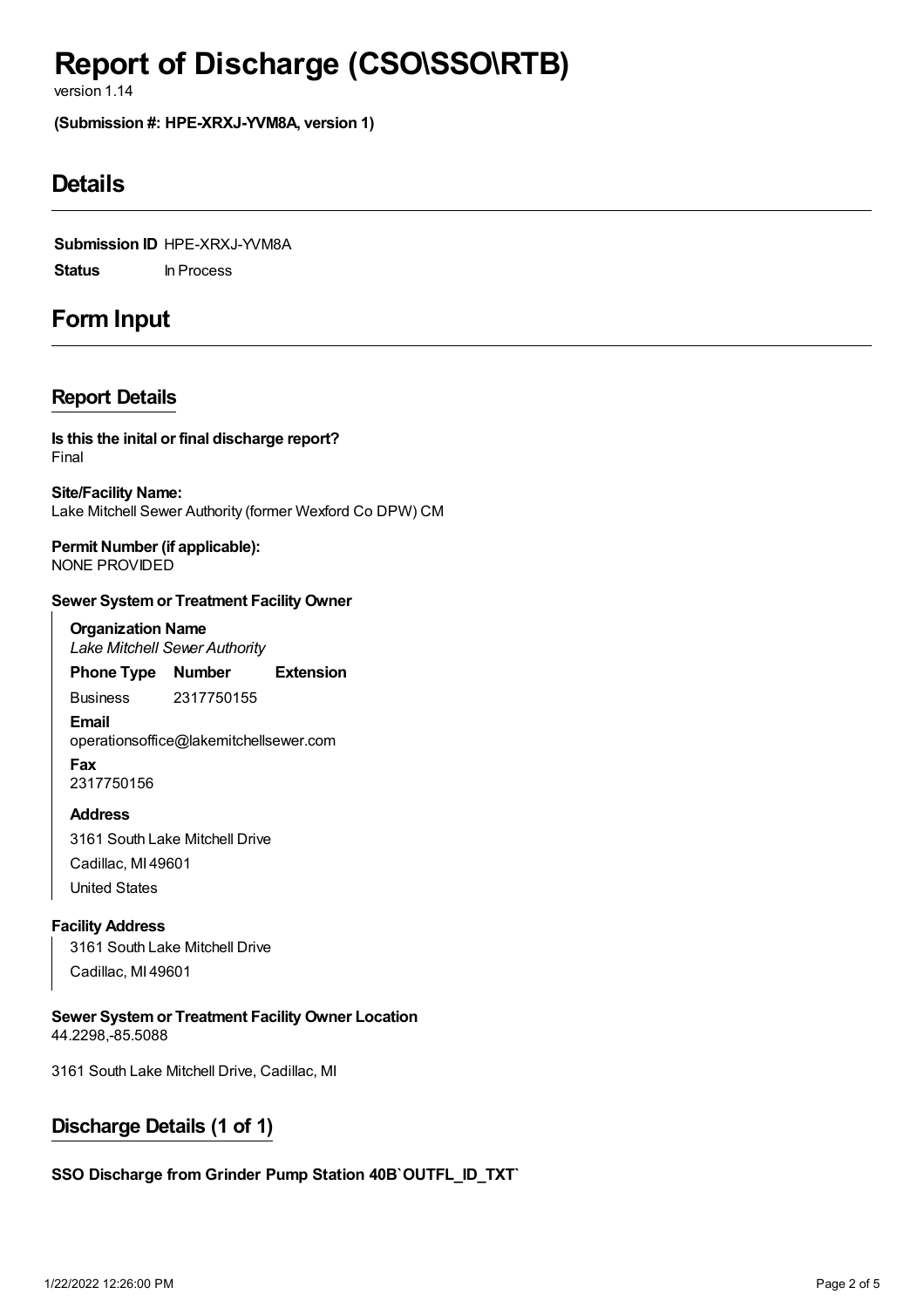# Report of Discharge (CSO\SSO\RTB)

version 1.14

**(Submission #: HPE-XRXJ-YVM8A, version 1)**

## Details

**Submission ID** HPE-XRXJ-YVM8A

**Status** In Process

## Form Input

### Report Details

**Is this the inital or final discharge report?**
Final

**Site/Facility Name:**
Lake Mitchell Sewer Authority (former Wexford Co DPW) CM

**Permit Number (if applicable):**
NONE PROVIDED

**Sewer System or Treatment Facility Owner**

**Organization Name**
*Lake Mitchell Sewer Authority*

| Phone Type | Number | Extension |
|---|---|---|
| Business | 2317750155 | |

**Email**
operationsoffice@lakemitchellsewer.com

**Fax**
2317750156

**Address**

3161 South Lake Mitchell Drive
Cadillac, MI 49601
United States

**Facility Address**

3161 South Lake Mitchell Drive
Cadillac, MI 49601

**Sewer System or Treatment Facility Owner Location**
44.2298,-85.5088

3161 South Lake Mitchell Drive, Cadillac, MI

### Discharge Details (1 of 1)

**SSO Discharge from Grinder Pump Station 40B`OUTFL_ID_TXT`**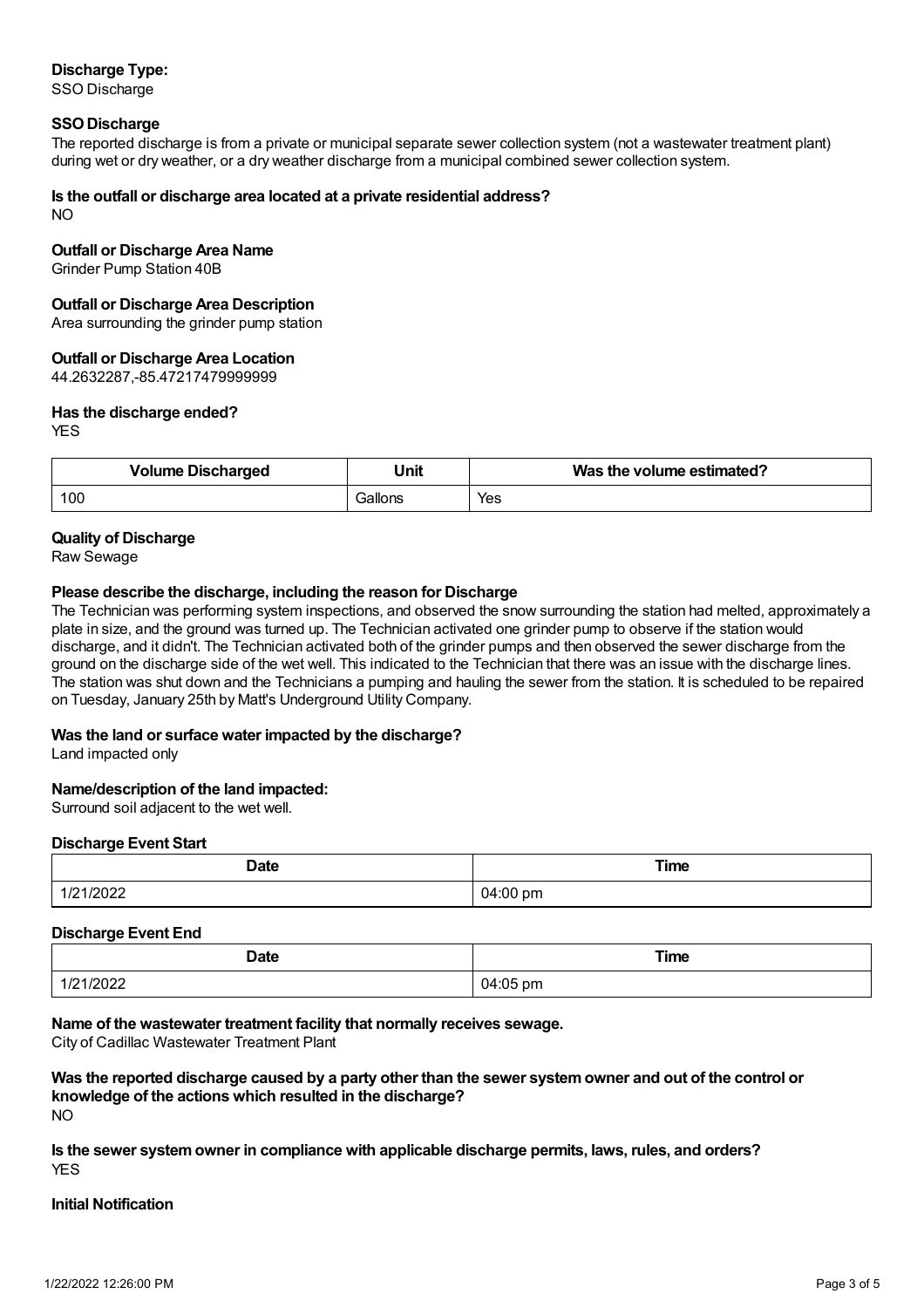**Discharge Type:**
SSO Discharge

**SSO Discharge**
The reported discharge is from a private or municipal separate sewer collection system (not a wastewater treatment plant) during wet or dry weather, or a dry weather discharge from a municipal combined sewer collection system.

**Is the outfall or discharge area located at a private residential address?**
NO

**Outfall or Discharge Area Name**
Grinder Pump Station 40B

**Outfall or Discharge Area Description**
Area surrounding the grinder pump station

**Outfall or Discharge Area Location**
44.2632287,-85.47217479999999

**Has the discharge ended?**
YES

| Volume Discharged | Unit | Was the volume estimated? |
|---|---|---|
| 100 | Gallons | Yes |

**Quality of Discharge**
Raw Sewage

**Please describe the discharge, including the reason for Discharge**
The Technician was performing system inspections, and observed the snow surrounding the station had melted, approximately a plate in size, and the ground was turned up. The Technician activated one grinder pump to observe if the station would discharge, and it didn't. The Technician activated both of the grinder pumps and then observed the sewer discharge from the ground on the discharge side of the wet well. This indicated to the Technician that there was an issue with the discharge lines. The station was shut down and the Technicians a pumping and hauling the sewer from the station. It is scheduled to be repaired on Tuesday, January 25th by Matt's Underground Utility Company.

**Was the land or surface water impacted by the discharge?**
Land impacted only

**Name/description of the land impacted:**
Surround soil adjacent to the wet well.

**Discharge Event Start**

| Date | Time |
|---|---|
| 1/21/2022 | 04:00 pm |

**Discharge Event End**

| Date | Time |
|---|---|
| 1/21/2022 | 04:05 pm |

**Name of the wastewater treatment facility that normally receives sewage.**
City of Cadillac Wastewater Treatment Plant

**Was the reported discharge caused by a party other than the sewer system owner and out of the control or knowledge of the actions which resulted in the discharge?**
NO

**Is the sewer system owner in compliance with applicable discharge permits, laws, rules, and orders?**
YES

**Initial Notification**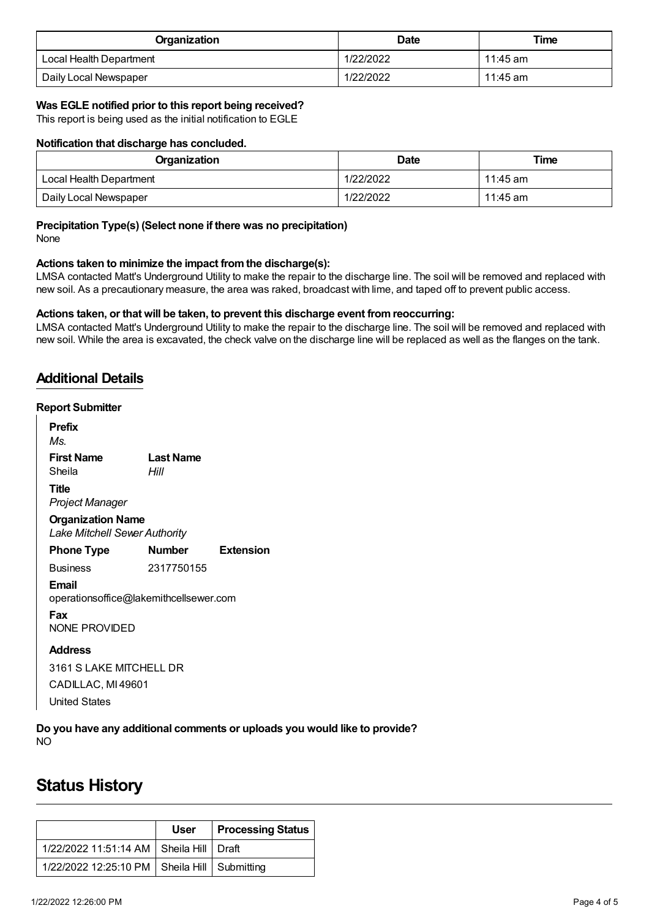| Organization | Date | Time |
|---|---|---|
| Local Health Department | 1/22/2022 | 11:45 am |
| Daily Local Newspaper | 1/22/2022 | 11:45 am |

**Was EGLE notified prior to this report being received?**
This report is being used as the initial notification to EGLE

**Notification that discharge has concluded.**

| Organization | Date | Time |
|---|---|---|
| Local Health Department | 1/22/2022 | 11:45 am |
| Daily Local Newspaper | 1/22/2022 | 11:45 am |

**Precipitation Type(s) (Select none if there was no precipitation)**
None

**Actions taken to minimize the impact from the discharge(s):**
LMSA contacted Matt's Underground Utility to make the repair to the discharge line. The soil will be removed and replaced with new soil. As a precautionary measure, the area was raked, broadcast with lime, and taped off to prevent public access.

**Actions taken, or that will be taken, to prevent this discharge event from reoccurring:**
LMSA contacted Matt's Underground Utility to make the repair to the discharge line. The soil will be removed and replaced with new soil. While the area is excavated, the check valve on the discharge line will be replaced as well as the flanges on the tank.

## Additional Details

**Report Submitter**

**Prefix**
*Ms.*

**First Name** Sheila
**Last Name** *Hill*

**Title**
*Project Manager*

**Organization Name**
*Lake Mitchell Sewer Authority*

| Phone Type | Number | Extension |
|---|---|---|
| Business | 2317750155 | |

**Email**
operationsoffice@lakemithcellsewer.com

**Fax**
NONE PROVIDED

**Address**
3161 S LAKE MITCHELL DR
CADILLAC, MI 49601
United States

**Do you have any additional comments or uploads you would like to provide?**
NO

# Status History

| | User | Processing Status |
|---|---|---|
| 1/22/2022 11:51:14 AM | Sheila Hill | Draft |
| 1/22/2022 12:25:10 PM | Sheila Hill | Submitting |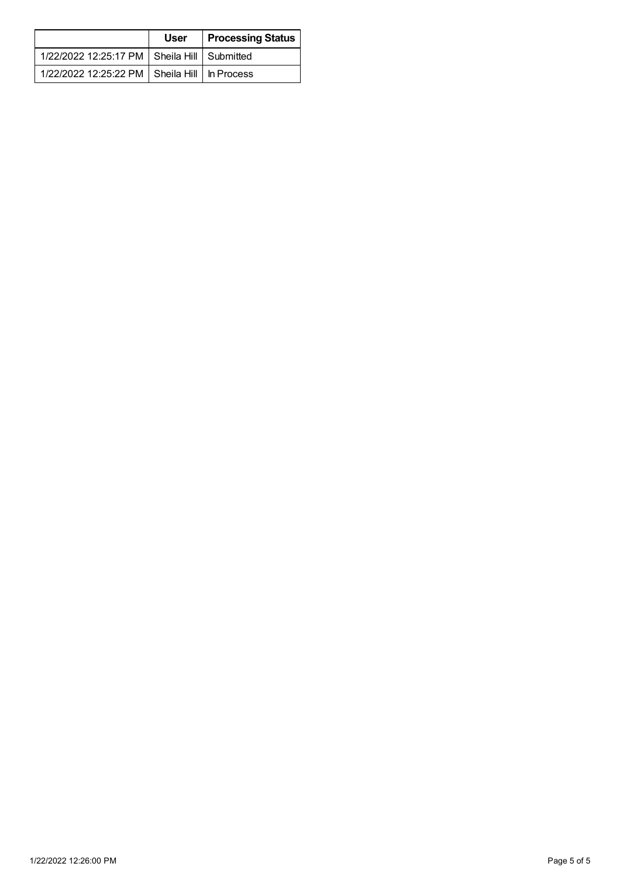| | User | Processing Status |
|---|---|---|
| 1/22/2022 12:25:17 PM | Sheila Hill | Submitted |
| 1/22/2022 12:25:22 PM | Sheila Hill | In Process |